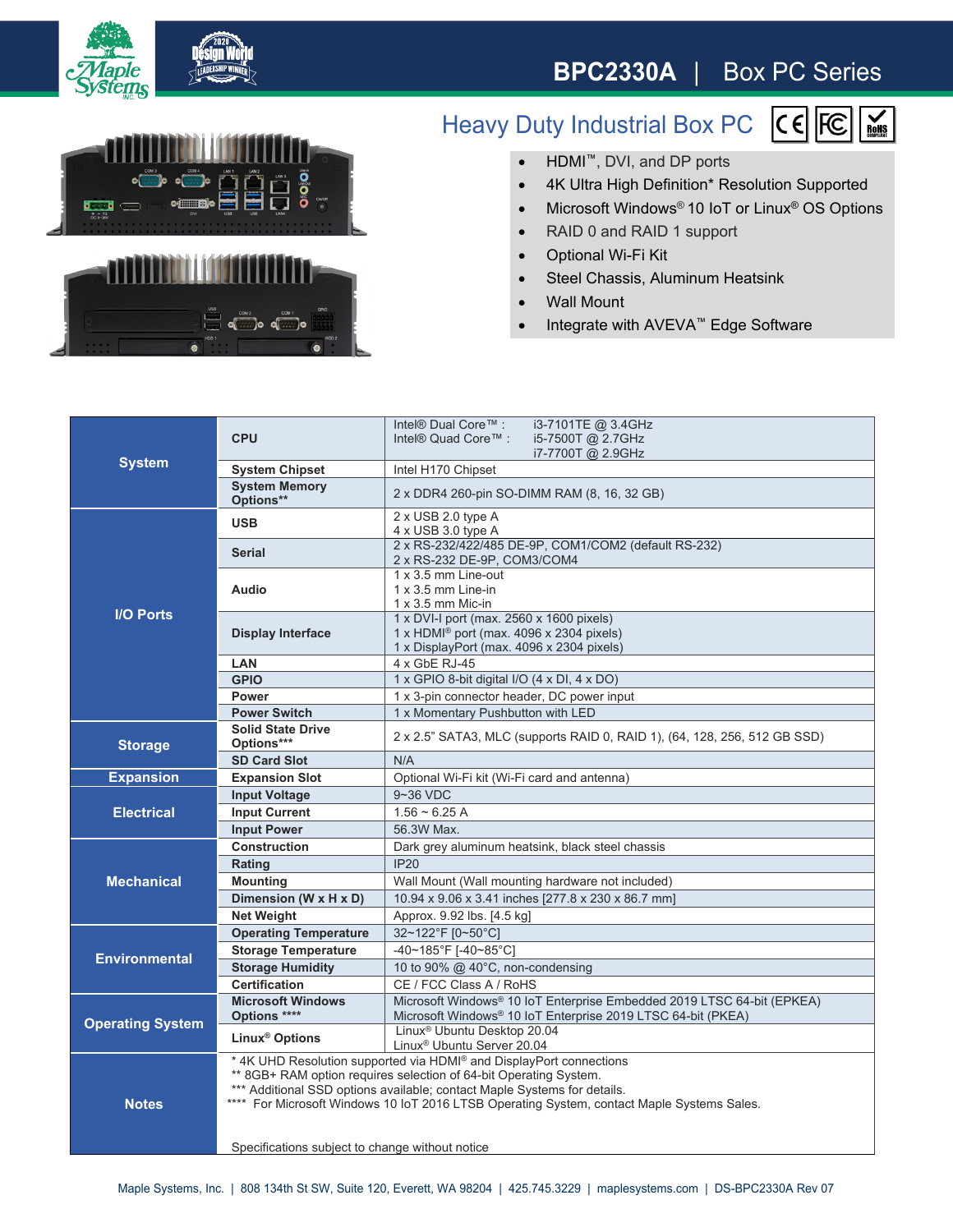# BPC2330A | Box PC Series

## Heavy Duty Industrial Box PC

- HDMI™, DVI, and DP ports
- 4K Ultra High Definition* Resolution Supported
- Microsoft Windows® 10 IoT or Linux® OS Options
- RAID 0 and RAID 1 support
- Optional Wi-Fi Kit
- Steel Chassis, Aluminum Heatsink
- Wall Mount
- Integrate with AVEVA™ Edge Software

| | | |
|---|---|---|
| **System** | **CPU** | Intel® Dual Core™ : i3-7101TE @ 3.4GHz<br>Intel® Quad Core™ : i5-7500T @ 2.7GHz<br>i7-7700T @ 2.9GHz |
| | **System Chipset** | Intel H170 Chipset |
| | **System Memory Options**** | 2 x DDR4 260-pin SO-DIMM RAM (8, 16, 32 GB) |
| **I/O Ports** | **USB** | 2 x USB 2.0 type A<br>4 x USB 3.0 type A |
| | **Serial** | 2 x RS-232/422/485 DE-9P, COM1/COM2 (default RS-232)<br>2 x RS-232 DE-9P, COM3/COM4 |
| | **Audio** | 1 x 3.5 mm Line-out<br>1 x 3.5 mm Line-in<br>1 x 3.5 mm Mic-in |
| | **Display Interface** | 1 x DVI-I port (max. 2560 x 1600 pixels)<br>1 x HDMI® port (max. 4096 x 2304 pixels)<br>1 x DisplayPort (max. 4096 x 2304 pixels) |
| | **LAN** | 4 x GbE RJ-45 |
| | **GPIO** | 1 x GPIO 8-bit digital I/O (4 x DI, 4 x DO) |
| | **Power** | 1 x 3-pin connector header, DC power input |
| | **Power Switch** | 1 x Momentary Pushbutton with LED |
| **Storage** | **Solid State Drive Options***** | 2 x 2.5" SATA3, MLC (supports RAID 0, RAID 1), (64, 128, 256, 512 GB SSD) |
| | **SD Card Slot** | N/A |
| **Expansion** | **Expansion Slot** | Optional Wi-Fi kit (Wi-Fi card and antenna) |
| **Electrical** | **Input Voltage** | 9~36 VDC |
| | **Input Current** | 1.56 ~ 6.25 A |
| | **Input Power** | 56.3W Max. |
| **Mechanical** | **Construction** | Dark grey aluminum heatsink, black steel chassis |
| | **Rating** | IP20 |
| | **Mounting** | Wall Mount (Wall mounting hardware not included) |
| | **Dimension (W x H x D)** | 10.94 x 9.06 x 3.41 inches [277.8 x 230 x 86.7 mm] |
| | **Net Weight** | Approx. 9.92 lbs. [4.5 kg] |
| **Environmental** | **Operating Temperature** | 32~122°F [0~50°C] |
| | **Storage Temperature** | -40~185°F [-40~85°C] |
| | **Storage Humidity** | 10 to 90% @ 40°C, non-condensing |
| | **Certification** | CE / FCC Class A / RoHS |
| **Operating System** | **Microsoft Windows Options ******** | Microsoft Windows® 10 IoT Enterprise Embedded 2019 LTSC 64-bit (EPKEA)<br>Microsoft Windows® 10 IoT Enterprise 2019 LTSC 64-bit (PKEA) |
| | **Linux® Options** | Linux® Ubuntu Desktop 20.04<br>Linux® Ubuntu Server 20.04 |
| **Notes** | * 4K UHD Resolution supported via HDMI® and DisplayPort connections<br>** 8GB+ RAM option requires selection of 64-bit Operating System.<br>*** Additional SSD options available; contact Maple Systems for details.<br>**** For Microsoft Windows 10 IoT 2016 LTSB Operating System, contact Maple Systems Sales.<br><br>Specifications subject to change without notice | |

Maple Systems, Inc. | 808 134th St SW, Suite 120, Everett, WA 98204 | 425.745.3229 | maplesystems.com | DS-BPC2330A Rev 07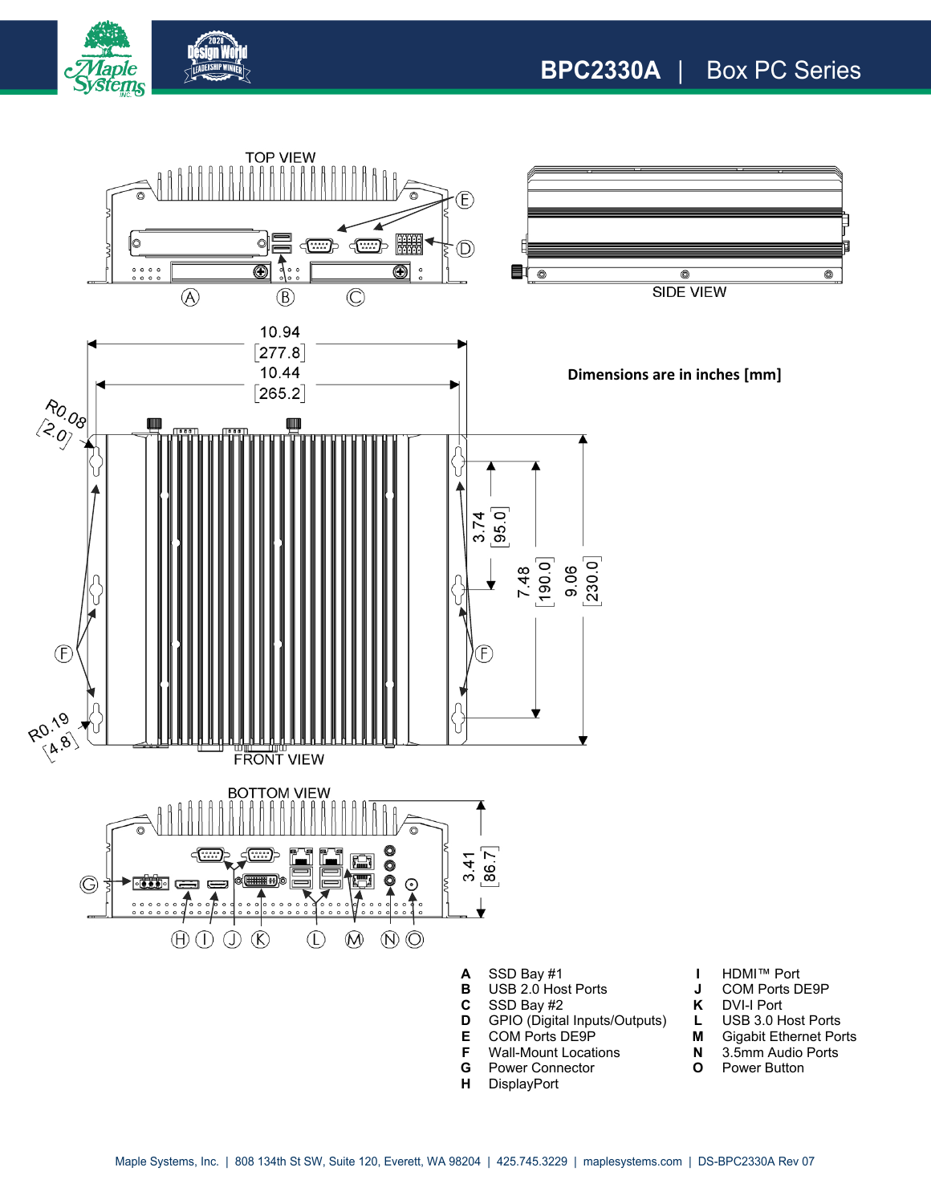TOP VIEW

SIDE VIEW

FRONT VIEW

BOTTOM VIEW

10.94
[277.8]
10.44
[265.2]
R0.08
[2.0]
R0.19
[4.8]
3.74
[95.0]
7.48
[190.0]
9.06
[230.0]
3.41
[86.7]

**Dimensions are in inches [mm]**

| | | | |
|---|---|---|---|
| **A** | SSD Bay #1 | **I** | HDMI™ Port |
| **B** | USB 2.0 Host Ports | **J** | COM Ports DE9P |
| **C** | SSD Bay #2 | **K** | DVI-I Port |
| **D** | GPIO (Digital Inputs/Outputs) | **L** | USB 3.0 Host Ports |
| **E** | COM Ports DE9P | **M** | Gigabit Ethernet Ports |
| **F** | Wall-Mount Locations | **N** | 3.5mm Audio Ports |
| **G** | Power Connector | **O** | Power Button |
| **H** | DisplayPort | | |